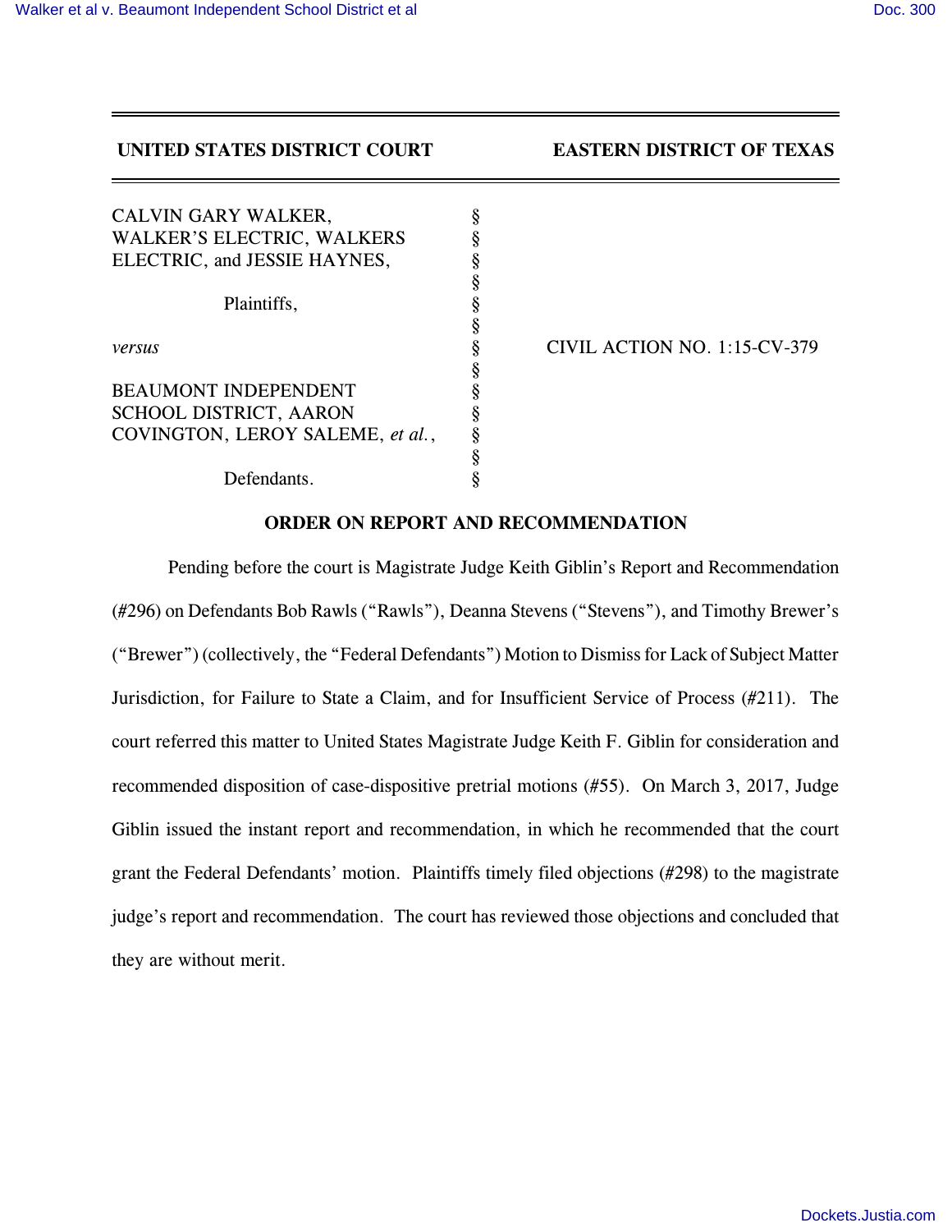**UNITED STATES DISTRICT COURT EASTERN DISTRICT OF TEXAS**

| | | |
|---|---|---|
| CALVIN GARY WALKER, WALKER'S ELECTRIC, WALKERS ELECTRIC, and JESSIE HAYNES, | § | |
| Plaintiffs, | § | |
| *versus* | § | CIVIL ACTION NO. 1:15-CV-379 |
| BEAUMONT INDEPENDENT SCHOOL DISTRICT, AARON COVINGTON, LEROY SALEME, *et al.*, | § | |
| Defendants. | § | |

**ORDER ON REPORT AND RECOMMENDATION**

Pending before the court is Magistrate Judge Keith Giblin's Report and Recommendation (#296) on Defendants Bob Rawls ("Rawls"), Deanna Stevens ("Stevens"), and Timothy Brewer's ("Brewer") (collectively, the "Federal Defendants") Motion to Dismiss for Lack of Subject Matter Jurisdiction, for Failure to State a Claim, and for Insufficient Service of Process (#211). The court referred this matter to United States Magistrate Judge Keith F. Giblin for consideration and recommended disposition of case-dispositive pretrial motions (#55). On March 3, 2017, Judge Giblin issued the instant report and recommendation, in which he recommended that the court grant the Federal Defendants' motion. Plaintiffs timely filed objections (#298) to the magistrate judge's report and recommendation. The court has reviewed those objections and concluded that they are without merit.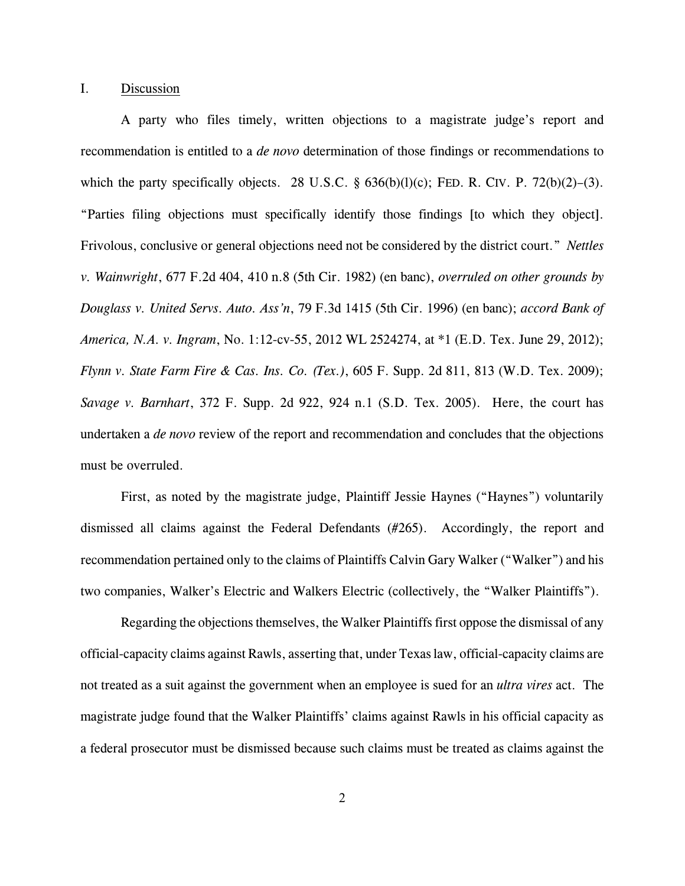I. Discussion

A party who files timely, written objections to a magistrate judge's report and recommendation is entitled to a *de novo* determination of those findings or recommendations to which the party specifically objects. 28 U.S.C. § 636(b)(l)(c); FED. R. CIV. P. 72(b)(2)–(3). "Parties filing objections must specifically identify those findings [to which they object]. Frivolous, conclusive or general objections need not be considered by the district court." *Nettles v. Wainwright*, 677 F.2d 404, 410 n.8 (5th Cir. 1982) (en banc), *overruled on other grounds by Douglass v. United Servs. Auto. Ass'n*, 79 F.3d 1415 (5th Cir. 1996) (en banc); *accord Bank of America, N.A. v. Ingram*, No. 1:12-cv-55, 2012 WL 2524274, at *1 (E.D. Tex. June 29, 2012); *Flynn v. State Farm Fire & Cas. Ins. Co. (Tex.)*, 605 F. Supp. 2d 811, 813 (W.D. Tex. 2009); *Savage v. Barnhart*, 372 F. Supp. 2d 922, 924 n.1 (S.D. Tex. 2005). Here, the court has undertaken a *de novo* review of the report and recommendation and concludes that the objections must be overruled.

First, as noted by the magistrate judge, Plaintiff Jessie Haynes ("Haynes") voluntarily dismissed all claims against the Federal Defendants (#265). Accordingly, the report and recommendation pertained only to the claims of Plaintiffs Calvin Gary Walker ("Walker") and his two companies, Walker's Electric and Walkers Electric (collectively, the "Walker Plaintiffs").

Regarding the objections themselves, the Walker Plaintiffs first oppose the dismissal of any official-capacity claims against Rawls, asserting that, under Texas law, official-capacity claims are not treated as a suit against the government when an employee is sued for an *ultra vires* act. The magistrate judge found that the Walker Plaintiffs' claims against Rawls in his official capacity as a federal prosecutor must be dismissed because such claims must be treated as claims against the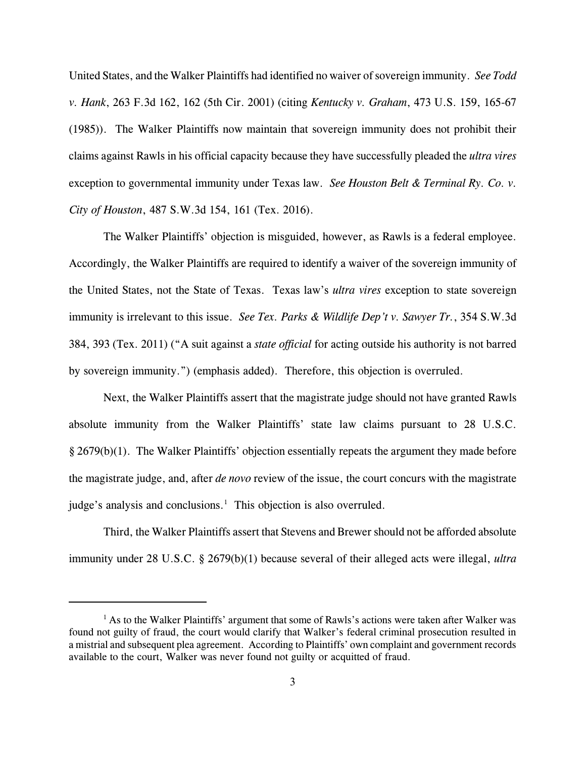United States, and the Walker Plaintiffs had identified no waiver of sovereign immunity. *See Todd v. Hank*, 263 F.3d 162, 162 (5th Cir. 2001) (citing *Kentucky v. Graham*, 473 U.S. 159, 165-67 (1985)). The Walker Plaintiffs now maintain that sovereign immunity does not prohibit their claims against Rawls in his official capacity because they have successfully pleaded the *ultra vires* exception to governmental immunity under Texas law. *See Houston Belt & Terminal Ry. Co. v. City of Houston*, 487 S.W.3d 154, 161 (Tex. 2016).

The Walker Plaintiffs' objection is misguided, however, as Rawls is a federal employee. Accordingly, the Walker Plaintiffs are required to identify a waiver of the sovereign immunity of the United States, not the State of Texas. Texas law's *ultra vires* exception to state sovereign immunity is irrelevant to this issue. *See Tex. Parks & Wildlife Dep't v. Sawyer Tr.*, 354 S.W.3d 384, 393 (Tex. 2011) ("A suit against a *state official* for acting outside his authority is not barred by sovereign immunity.") (emphasis added). Therefore, this objection is overruled.

Next, the Walker Plaintiffs assert that the magistrate judge should not have granted Rawls absolute immunity from the Walker Plaintiffs' state law claims pursuant to 28 U.S.C. § 2679(b)(1). The Walker Plaintiffs' objection essentially repeats the argument they made before the magistrate judge, and, after *de novo* review of the issue, the court concurs with the magistrate judge's analysis and conclusions.[1] This objection is also overruled.

Third, the Walker Plaintiffs assert that Stevens and Brewer should not be afforded absolute immunity under 28 U.S.C. § 2679(b)(1) because several of their alleged acts were illegal, *ultra*

[1] As to the Walker Plaintiffs' argument that some of Rawls's actions were taken after Walker was found not guilty of fraud, the court would clarify that Walker's federal criminal prosecution resulted in a mistrial and subsequent plea agreement. According to Plaintiffs' own complaint and government records available to the court, Walker was never found not guilty or acquitted of fraud.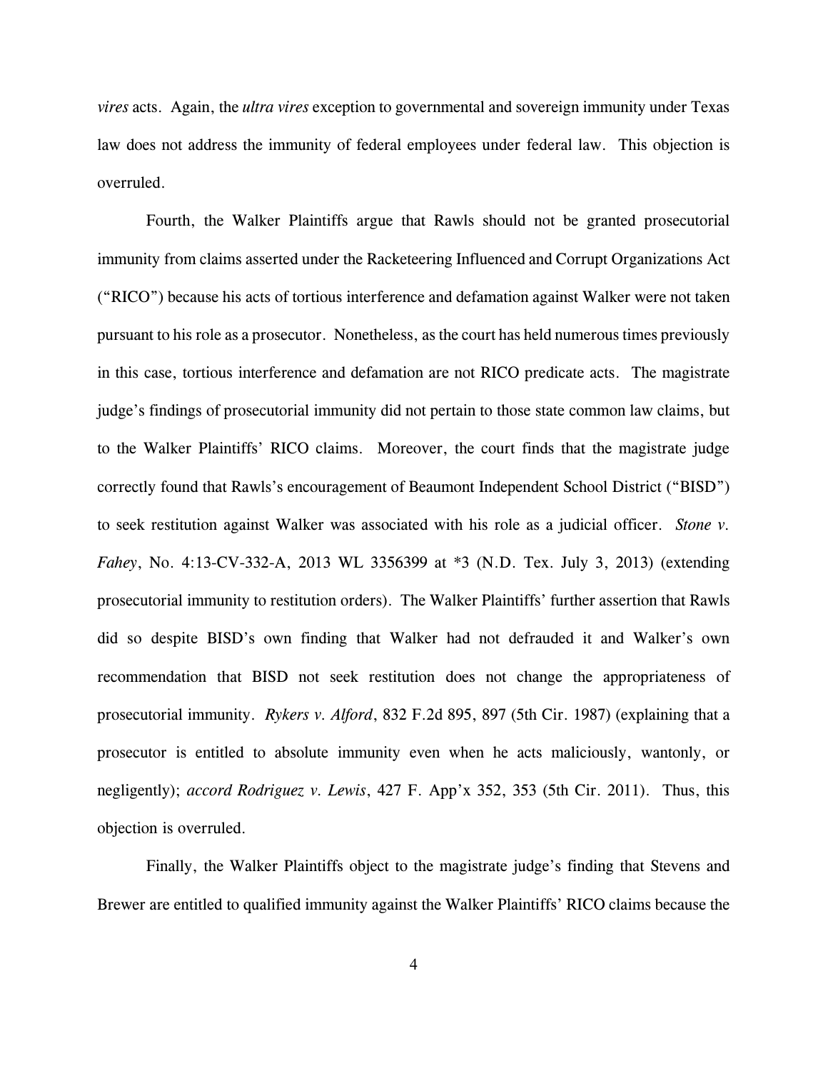*vires* acts. Again, the *ultra vires* exception to governmental and sovereign immunity under Texas law does not address the immunity of federal employees under federal law. This objection is overruled.

Fourth, the Walker Plaintiffs argue that Rawls should not be granted prosecutorial immunity from claims asserted under the Racketeering Influenced and Corrupt Organizations Act ("RICO") because his acts of tortious interference and defamation against Walker were not taken pursuant to his role as a prosecutor. Nonetheless, as the court has held numerous times previously in this case, tortious interference and defamation are not RICO predicate acts. The magistrate judge's findings of prosecutorial immunity did not pertain to those state common law claims, but to the Walker Plaintiffs' RICO claims. Moreover, the court finds that the magistrate judge correctly found that Rawls's encouragement of Beaumont Independent School District ("BISD") to seek restitution against Walker was associated with his role as a judicial officer. *Stone v. Fahey*, No. 4:13-CV-332-A, 2013 WL 3356399 at *3 (N.D. Tex. July 3, 2013) (extending prosecutorial immunity to restitution orders). The Walker Plaintiffs' further assertion that Rawls did so despite BISD's own finding that Walker had not defrauded it and Walker's own recommendation that BISD not seek restitution does not change the appropriateness of prosecutorial immunity. *Rykers v. Alford*, 832 F.2d 895, 897 (5th Cir. 1987) (explaining that a prosecutor is entitled to absolute immunity even when he acts maliciously, wantonly, or negligently); *accord Rodriguez v. Lewis*, 427 F. App'x 352, 353 (5th Cir. 2011). Thus, this objection is overruled.

Finally, the Walker Plaintiffs object to the magistrate judge's finding that Stevens and Brewer are entitled to qualified immunity against the Walker Plaintiffs' RICO claims because the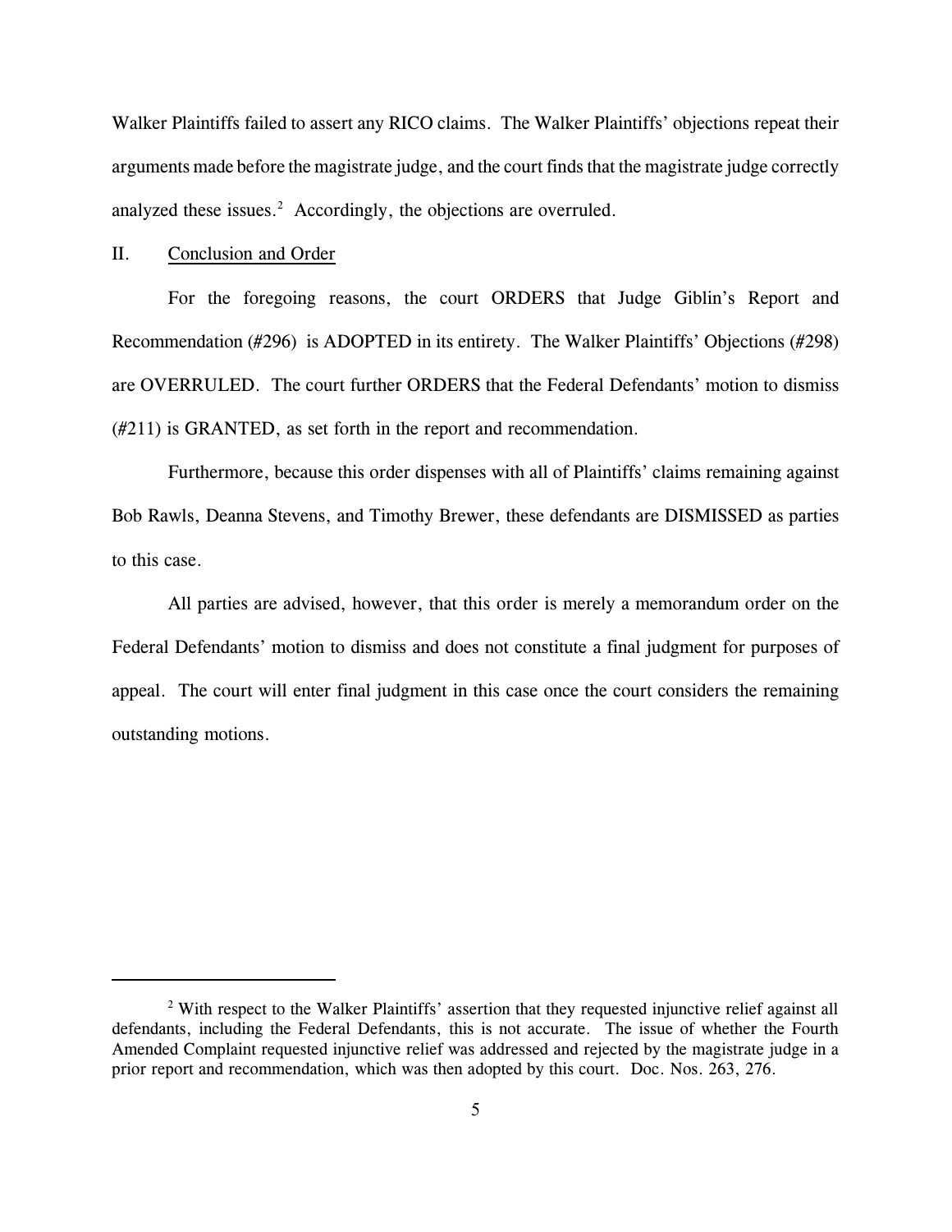Walker Plaintiffs failed to assert any RICO claims. The Walker Plaintiffs' objections repeat their arguments made before the magistrate judge, and the court finds that the magistrate judge correctly analyzed these issues.[2] Accordingly, the objections are overruled.

## II. Conclusion and Order

For the foregoing reasons, the court ORDERS that Judge Giblin's Report and Recommendation (#296) is ADOPTED in its entirety. The Walker Plaintiffs' Objections (#298) are OVERRULED. The court further ORDERS that the Federal Defendants' motion to dismiss (#211) is GRANTED, as set forth in the report and recommendation.

Furthermore, because this order dispenses with all of Plaintiffs' claims remaining against Bob Rawls, Deanna Stevens, and Timothy Brewer, these defendants are DISMISSED as parties to this case.

All parties are advised, however, that this order is merely a memorandum order on the Federal Defendants' motion to dismiss and does not constitute a final judgment for purposes of appeal. The court will enter final judgment in this case once the court considers the remaining outstanding motions.

---

[2] With respect to the Walker Plaintiffs' assertion that they requested injunctive relief against all defendants, including the Federal Defendants, this is not accurate. The issue of whether the Fourth Amended Complaint requested injunctive relief was addressed and rejected by the magistrate judge in a prior report and recommendation, which was then adopted by this court. Doc. Nos. 263, 276.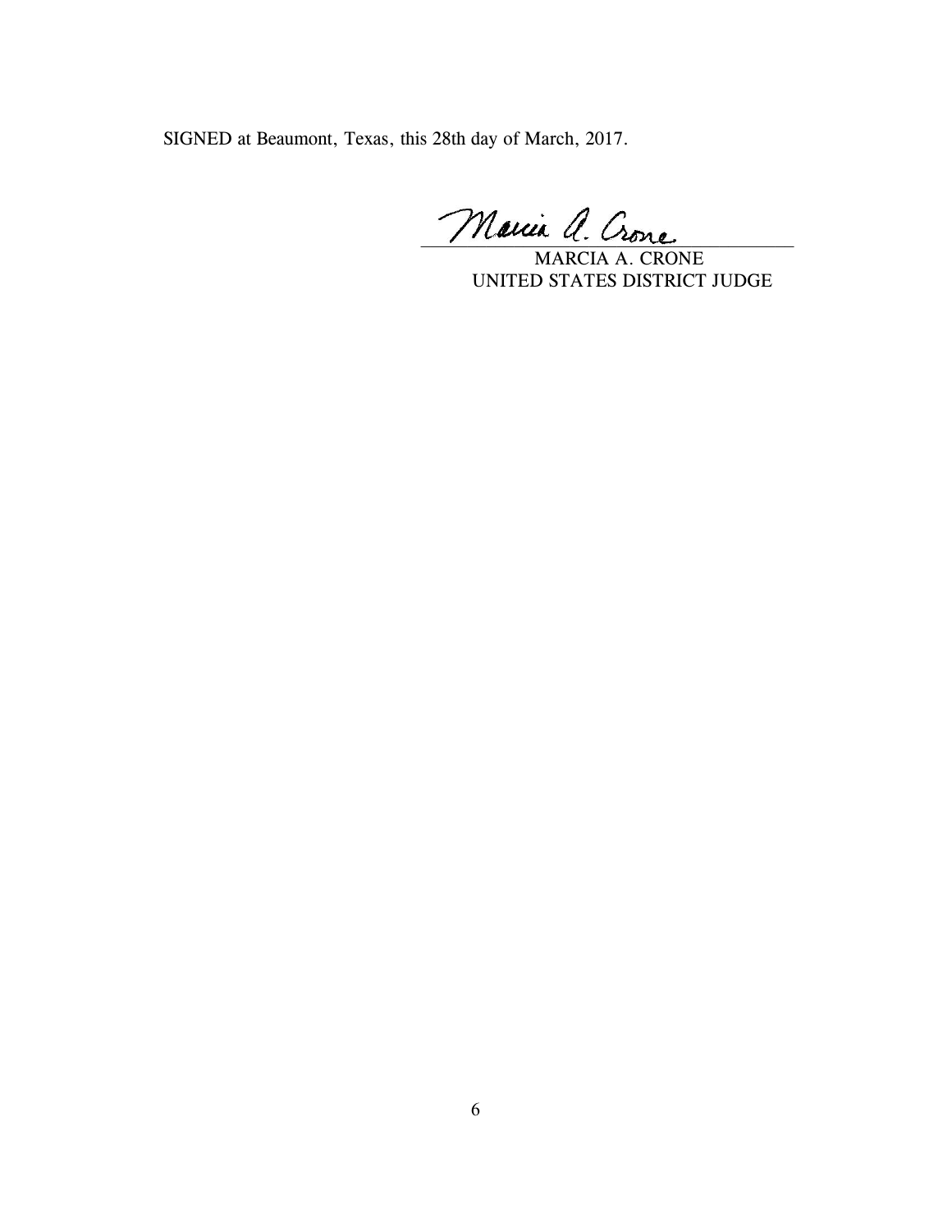SIGNED at Beaumont, Texas, this 28th day of March, 2017.

Marcia A. Crone

MARCIA A. CRONE
UNITED STATES DISTRICT JUDGE